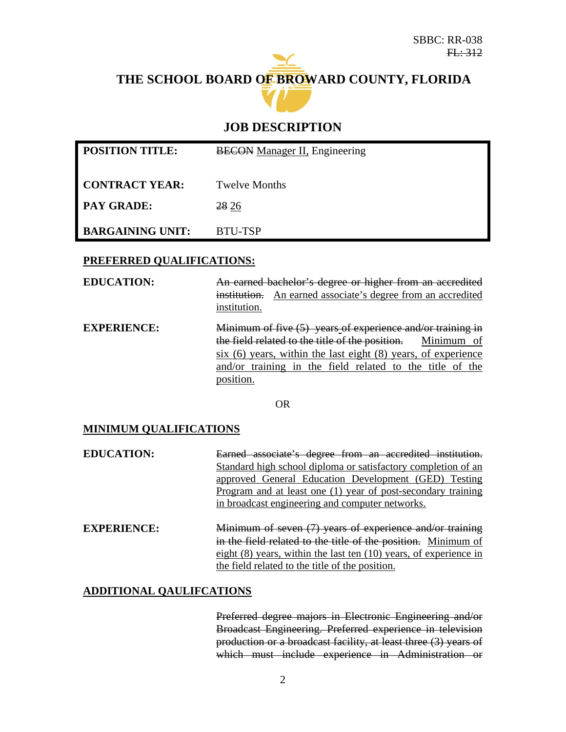SBBC: RR-038
~~FL: 312~~

# THE SCHOOL BOARD OF BROWARD COUNTY, FLORIDA

## JOB DESCRIPTION

| | |
|---|---|
| **POSITION TITLE:** | ~~BECON~~ <u>Manager II,</u> Engineering |
| **CONTRACT YEAR:** | Twelve Months |
| **PAY GRADE:** | ~~28~~ <u>26</u> |
| **BARGAINING UNIT:** | BTU-TSP |

### <u>PREFERRED QUALIFICATIONS:</u>

**EDUCATION:** ~~An earned bachelor's degree or higher from an accredited institution.~~ <u>An earned associate's degree from an accredited institution.</u>

**EXPERIENCE:** ~~Minimum of five (5) years of experience and/or training in the field related to the title of the position.~~ <u>Minimum of six (6) years, within the last eight (8) years, of experience and/or training in the field related to the title of the position.</u>

OR

### <u>MINIMUM QUALIFICATIONS</u>

**EDUCATION:** ~~Earned associate's degree from an accredited institution.~~ <u>Standard high school diploma or satisfactory completion of an approved General Education Development (GED) Testing Program and at least one (1) year of post-secondary training in broadcast engineering and computer networks.</u>

**EXPERIENCE:** ~~Minimum of seven (7) years of experience and/or training in the field related to the title of the position.~~ <u>Minimum of eight (8) years, within the last ten (10) years, of experience in the field related to the title of the position.</u>

### <u>ADDITIONAL QAULIFCATIONS</u>

~~Preferred degree majors in Electronic Engineering and/or Broadcast Engineering. Preferred experience in television production or a broadcast facility, at least three (3) years of which must include experience in Administration or~~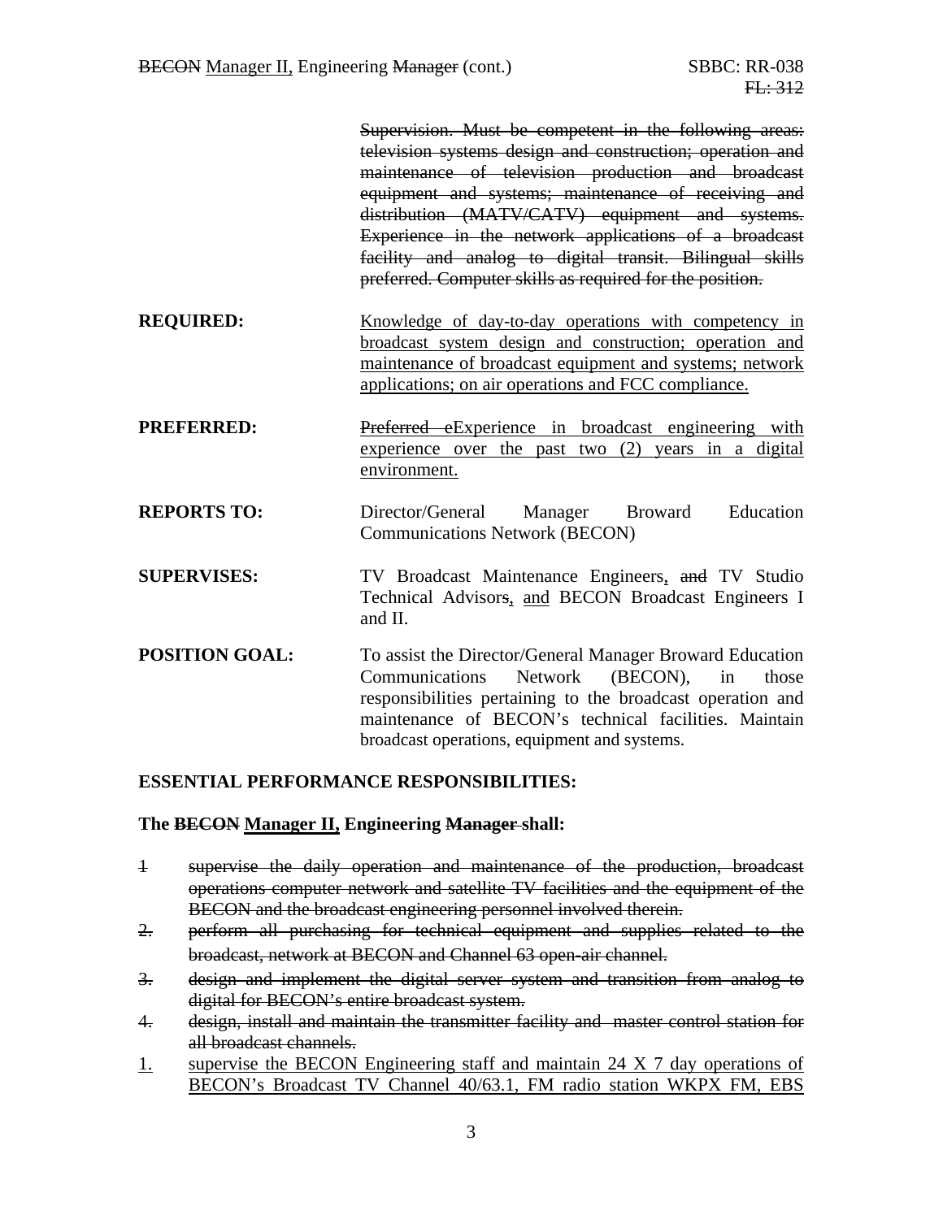Supervision. Must be competent in the following areas: television systems design and construction; operation and maintenance of television production and broadcast equipment and systems; maintenance of receiving and distribution (MATV/CATV) equipment and systems. Experience in the network applications of a broadcast facility and analog to digital transit. Bilingual skills preferred. Computer skills as required for the position.

**REQUIRED:** Knowledge of day-to-day operations with competency in broadcast system design and construction; operation and maintenance of broadcast equipment and systems; network applications; on air operations and FCC compliance.

**PREFERRED:** Preferred eExperience in broadcast engineering with experience over the past two (2) years in a digital environment.

**REPORTS TO:** Director/General Manager Broward Education Communications Network (BECON)

**SUPERVISES:** TV Broadcast Maintenance Engineers, and TV Studio Technical Advisors, and BECON Broadcast Engineers I and II.

**POSITION GOAL:** To assist the Director/General Manager Broward Education Communications Network (BECON), in those responsibilities pertaining to the broadcast operation and maintenance of BECON's technical facilities. Maintain broadcast operations, equipment and systems.

## ESSENTIAL PERFORMANCE RESPONSIBILITIES:

**The BECON Manager II, Engineering Manager shall:**

1 supervise the daily operation and maintenance of the production, broadcast operations computer network and satellite TV facilities and the equipment of the BECON and the broadcast engineering personnel involved therein.

2. perform all purchasing for technical equipment and supplies related to the broadcast, network at BECON and Channel 63 open-air channel.

3. design and implement the digital server system and transition from analog to digital for BECON's entire broadcast system.

4. design, install and maintain the transmitter facility and master control station for all broadcast channels.

1. supervise the BECON Engineering staff and maintain 24 X 7 day operations of BECON's Broadcast TV Channel 40/63.1, FM radio station WKPX FM, EBS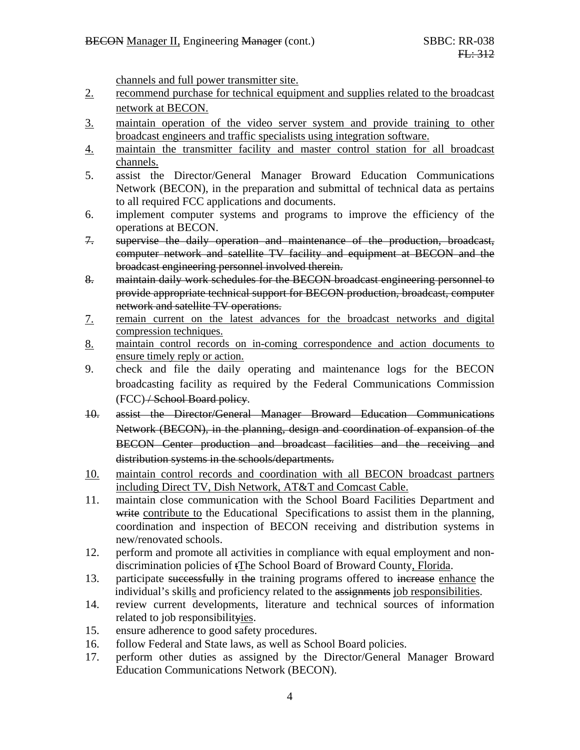channels and full power transmitter site.

2. recommend purchase for technical equipment and supplies related to the broadcast network at BECON.
3. maintain operation of the video server system and provide training to other broadcast engineers and traffic specialists using integration software.
4. maintain the transmitter facility and master control station for all broadcast channels.
5. assist the Director/General Manager Broward Education Communications Network (BECON), in the preparation and submittal of technical data as pertains to all required FCC applications and documents.
6. implement computer systems and programs to improve the efficiency of the operations at BECON.
7. ~~supervise the daily operation and maintenance of the production, broadcast, computer network and satellite TV facility and equipment at BECON and the broadcast engineering personnel involved therein.~~
8. ~~maintain daily work schedules for the BECON broadcast engineering personnel to provide appropriate technical support for BECON production, broadcast, computer network and satellite TV operations.~~
7. remain current on the latest advances for the broadcast networks and digital compression techniques.
8. maintain control records on in-coming correspondence and action documents to ensure timely reply or action.
9. check and file the daily operating and maintenance logs for the BECON broadcasting facility as required by the Federal Communications Commission (FCC) ~~/ School Board policy~~.
10. ~~assist the Director/General Manager Broward Education Communications Network (BECON), in the planning, design and coordination of expansion of the BECON Center production and broadcast facilities and the receiving and distribution systems in the schools/departments.~~
10. maintain control records and coordination with all BECON broadcast partners including Direct TV, Dish Network, AT&T and Comcast Cable.
11. maintain close communication with the School Board Facilities Department and ~~write~~ contribute to the Educational Specifications to assist them in the planning, coordination and inspection of BECON receiving and distribution systems in new/renovated schools.
12. perform and promote all activities in compliance with equal employment and non-discrimination policies of ~~t~~The School Board of Broward County, Florida.
13. participate ~~successfully~~ in ~~the~~ training programs offered to ~~increase~~ enhance the individual's skills and proficiency related to the ~~assignments~~ job responsibilities.
14. review current developments, literature and technical sources of information related to job responsibilit~~y~~ies.
15. ensure adherence to good safety procedures.
16. follow Federal and State laws, as well as School Board policies.
17. perform other duties as assigned by the Director/General Manager Broward Education Communications Network (BECON).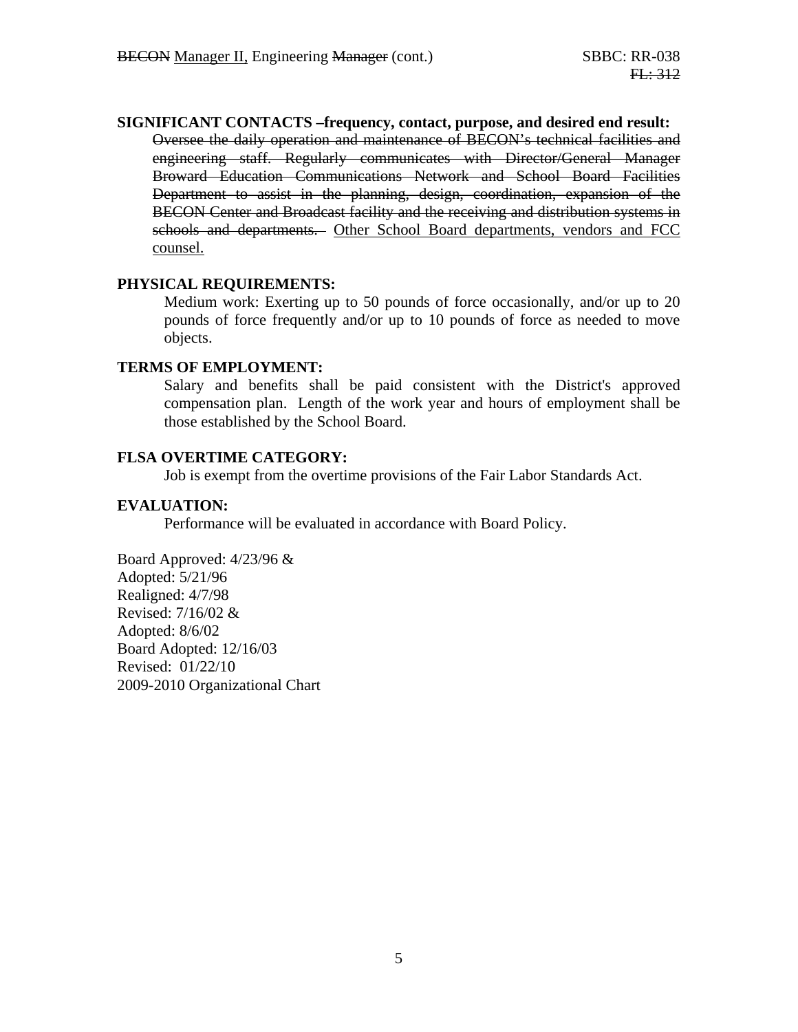**SIGNIFICANT CONTACTS –frequency, contact, purpose, and desired end result:**

~~Oversee the daily operation and maintenance of BECON's technical facilities and engineering staff. Regularly communicates with Director/General Manager Broward Education Communications Network and School Board Facilities Department to assist in the planning, design, coordination, expansion of the BECON Center and Broadcast facility and the receiving and distribution systems in schools and departments.~~ <u>Other School Board departments, vendors and FCC counsel.</u>

**PHYSICAL REQUIREMENTS:**

Medium work: Exerting up to 50 pounds of force occasionally, and/or up to 20 pounds of force frequently and/or up to 10 pounds of force as needed to move objects.

**TERMS OF EMPLOYMENT:**

Salary and benefits shall be paid consistent with the District's approved compensation plan. Length of the work year and hours of employment shall be those established by the School Board.

**FLSA OVERTIME CATEGORY:**

Job is exempt from the overtime provisions of the Fair Labor Standards Act.

**EVALUATION:**

Performance will be evaluated in accordance with Board Policy.

Board Approved: 4/23/96 &
Adopted: 5/21/96
Realigned: 4/7/98
Revised: 7/16/02 &
Adopted: 8/6/02
Board Adopted: 12/16/03
Revised: 01/22/10
2009-2010 Organizational Chart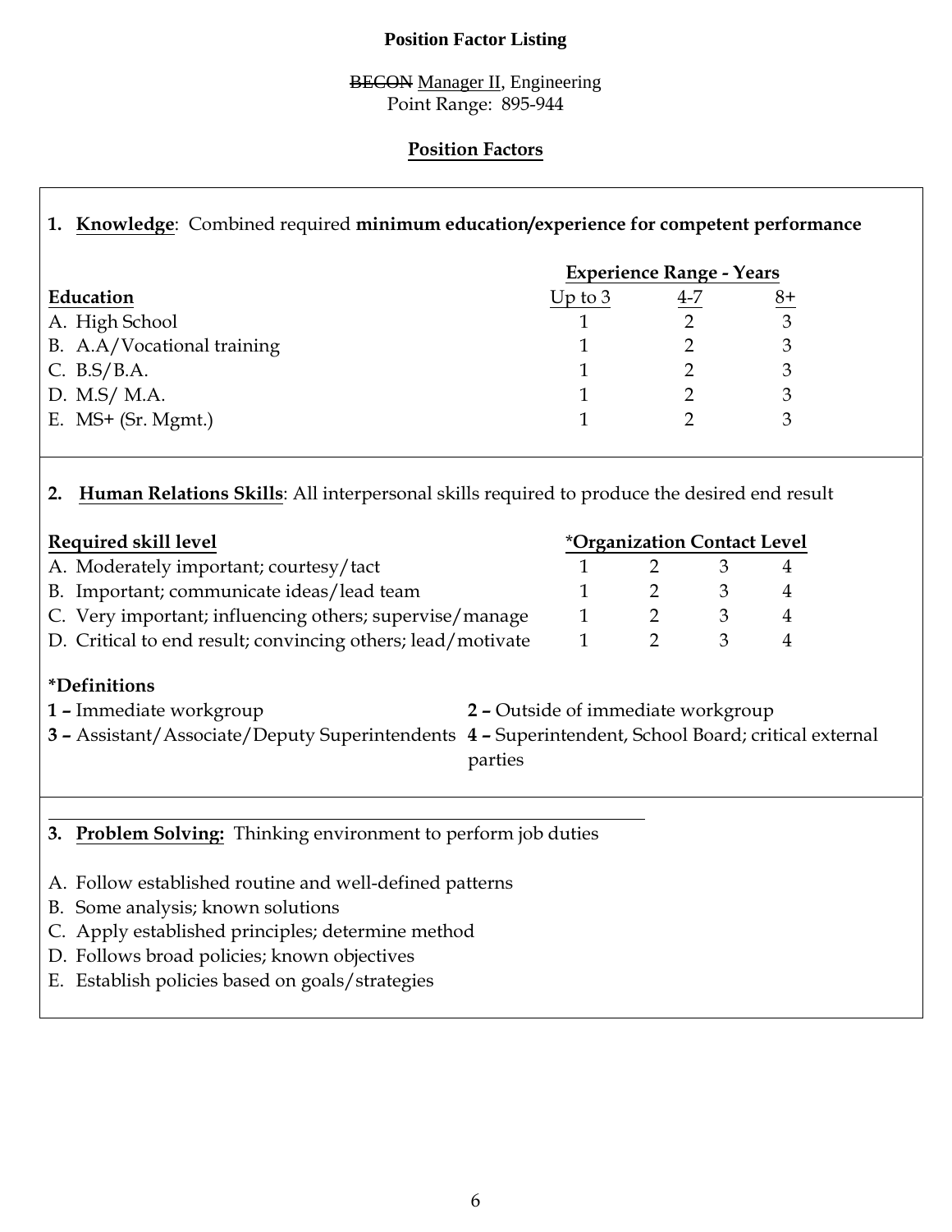**Position Factor Listing**

~~BECON~~ Manager II, Engineering
Point Range: 895-944

**Position Factors**

**1. Knowledge**: Combined required **minimum education/experience for competent performance**

| Education | Experience Range - Years | | |
|---|---|---|---|
| | Up to 3 | 4-7 | 8+ |
| A. High School | 1 | 2 | 3 |
| B. A.A/Vocational training | 1 | 2 | 3 |
| C. B.S/B.A. | 1 | 2 | 3 |
| D. M.S/ M.A. | 1 | 2 | 3 |
| E. MS+ (Sr. Mgmt.) | 1 | 2 | 3 |

**2. Human Relations Skills**: All interpersonal skills required to produce the desired end result

| Required skill level | *Organization Contact Level | | | |
|---|---|---|---|---|
| A. Moderately important; courtesy/tact | 1 | 2 | 3 | 4 |
| B. Important; communicate ideas/lead team | 1 | 2 | 3 | 4 |
| C. Very important; influencing others; supervise/manage | 1 | 2 | 3 | 4 |
| D. Critical to end result; convincing others; lead/motivate | 1 | 2 | 3 | 4 |

**\*Definitions**

**1 –** Immediate workgroup
**2 –** Outside of immediate workgroup
**3 –** Assistant/Associate/Deputy Superintendents
**4 –** Superintendent, School Board; critical external parties

**3. Problem Solving:** Thinking environment to perform job duties

A. Follow established routine and well-defined patterns
B. Some analysis; known solutions
C. Apply established principles; determine method
D. Follows broad policies; known objectives
E. Establish policies based on goals/strategies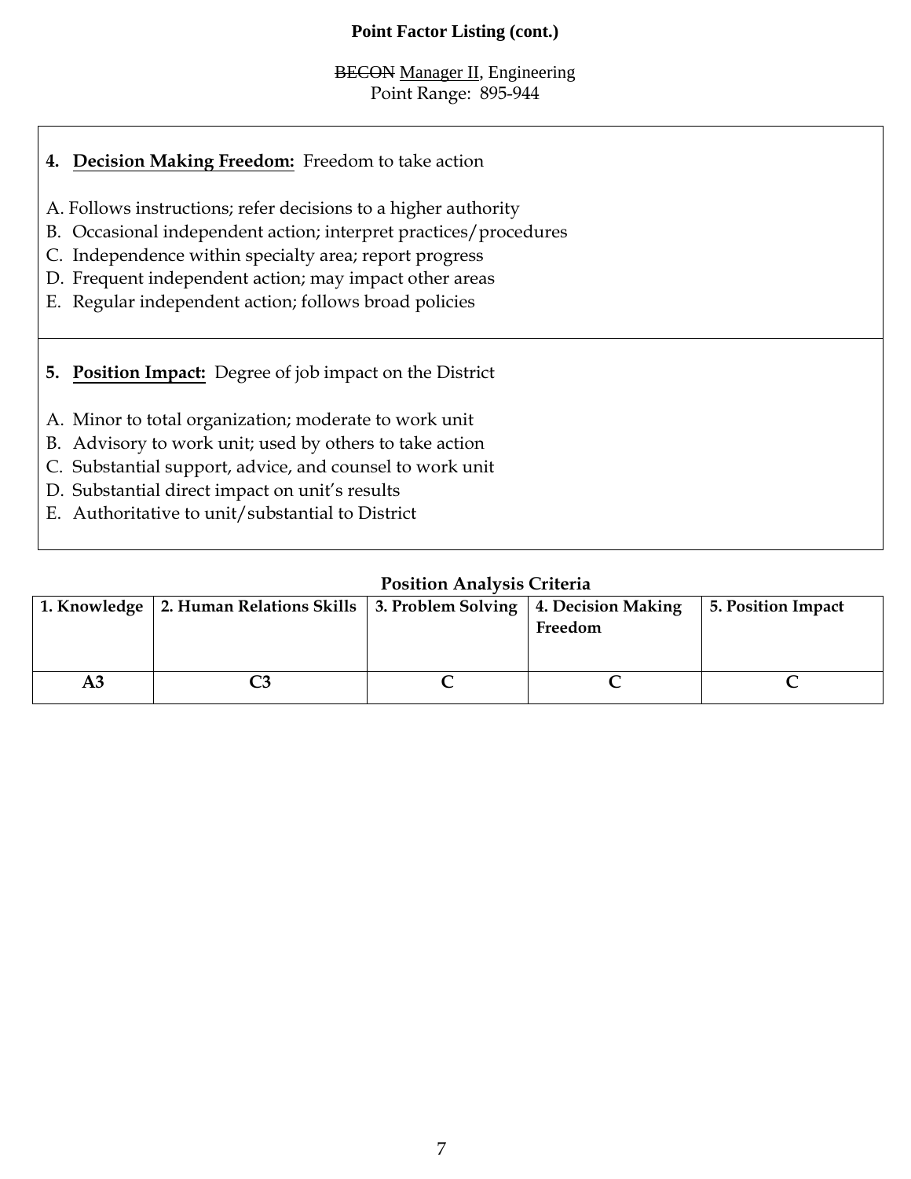**Point Factor Listing (cont.)**

~~BECON~~ Manager II, Engineering
Point Range: 895-944

**4. Decision Making Freedom:** Freedom to take action

A. Follows instructions; refer decisions to a higher authority
B. Occasional independent action; interpret practices/procedures
C. Independence within specialty area; report progress
D. Frequent independent action; may impact other areas
E. Regular independent action; follows broad policies

**5. Position Impact:** Degree of job impact on the District

A. Minor to total organization; moderate to work unit
B. Advisory to work unit; used by others to take action
C. Substantial support, advice, and counsel to work unit
D. Substantial direct impact on unit's results
E. Authoritative to unit/substantial to District

**Position Analysis Criteria**

| 1. Knowledge | 2. Human Relations Skills | 3. Problem Solving | 4. Decision Making Freedom | 5. Position Impact |
|---|---|---|---|---|
| A3 | C3 | C | C | C |